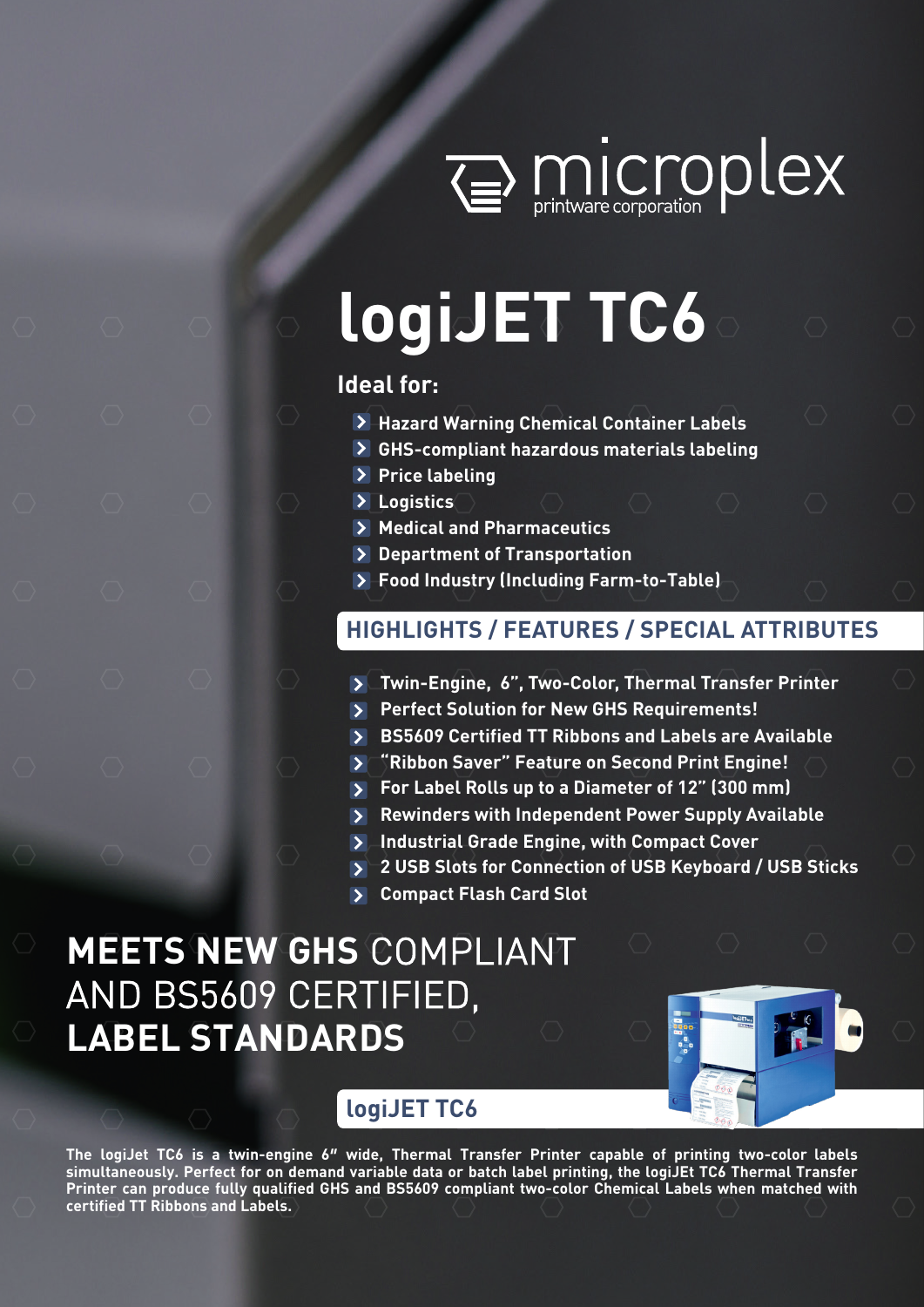microplex
printware corporation

# logiJET TC6

**Ideal for:**

- Hazard Warning Chemical Container Labels
- GHS-compliant hazardous materials labeling
- Price labeling
- Logistics
- Medical and Pharmaceutics
- Department of Transportation
- Food Industry (Including Farm-to-Table)

## HIGHLIGHTS / FEATURES / SPECIAL ATTRIBUTES

- Twin-Engine, 6", Two-Color, Thermal Transfer Printer
- Perfect Solution for New GHS Requirements!
- BS5609 Certified TT Ribbons and Labels are Available
- "Ribbon Saver" Feature on Second Print Engine!
- For Label Rolls up to a Diameter of 12" (300 mm)
- Rewinders with Independent Power Supply Available
- Industrial Grade Engine, with Compact Cover
- 2 USB Slots for Connection of USB Keyboard / USB Sticks
- Compact Flash Card Slot

## **MEETS NEW GHS** COMPLIANT AND BS5609 CERTIFIED, **LABEL STANDARDS**

## logiJET TC6

**The logiJet TC6 is a twin-engine 6" wide, Thermal Transfer Printer capable of printing two-color labels simultaneously. Perfect for on demand variable data or batch label printing, the logiJEt TC6 Thermal Transfer Printer can produce fully qualified GHS and BS5609 compliant two-color Chemical Labels when matched with certified TT Ribbons and Labels.**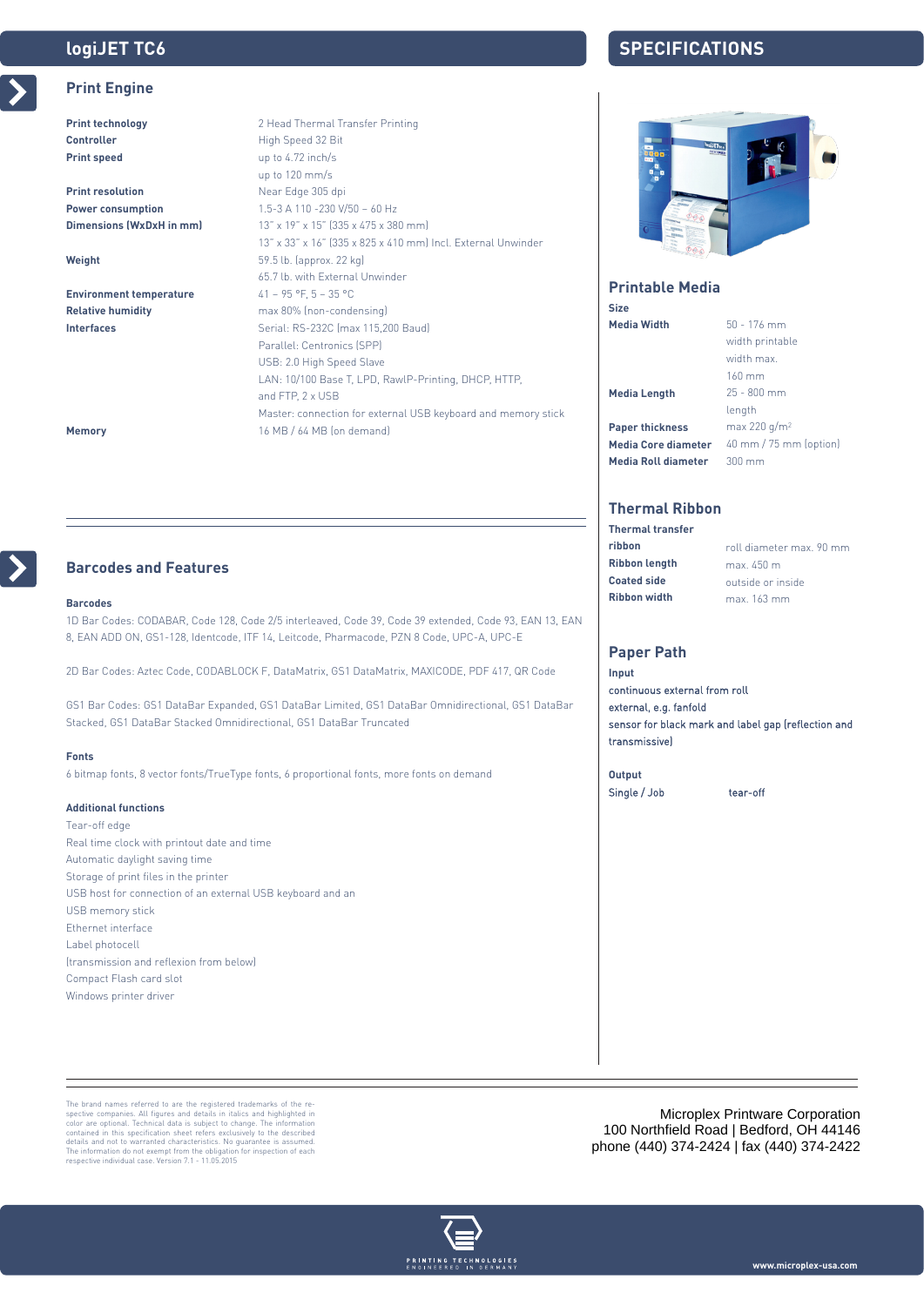# logiJET TC6

# SPECIFICATIONS

## Print Engine

| | |
|---|---|
| **Print technology** | 2 Head Thermal Transfer Printing |
| **Controller** | High Speed 32 Bit |
| **Print speed** | up to 4.72 inch/s<br>up to 120 mm/s |
| **Print resolution** | Near Edge 305 dpi |
| **Power consumption** | 1.5-3 A 110 -230 V/50 – 60 Hz |
| **Dimensions (WxDxH in mm)** | 13" x 19" x 15" (335 x 475 x 380 mm)<br>13" x 33" x 16" (335 x 825 x 410 mm) Incl. External Unwinder |
| **Weight** | 59.5 lb. (approx. 22 kg)<br>65.7 lb. with External Unwinder |
| **Environment temperature** | 41 – 95 °F, 5 – 35 °C |
| **Relative humidity** | max 80% (non-condensing) |
| **Interfaces** | Serial: RS-232C (max 115,200 Baud)<br>Parallel: Centronics (SPP)<br>USB: 2.0 High Speed Slave<br>LAN: 10/100 Base T, LPD, RawIP-Printing, DHCP, HTTP, and FTP, 2 x USB<br>Master: connection for external USB keyboard and memory stick |
| **Memory** | 16 MB / 64 MB (on demand) |

## Barcodes and Features

### Barcodes

1D Bar Codes: CODABAR, Code 128, Code 2/5 interleaved, Code 39, Code 39 extended, Code 93, EAN 13, EAN 8, EAN ADD ON, GS1-128, Identcode, ITF 14, Leitcode, Pharmacode, PZN 8 Code, UPC-A, UPC-E

2D Bar Codes: Aztec Code, CODABLOCK F, DataMatrix, GS1 DataMatrix, MAXICODE, PDF 417, QR Code

GS1 Bar Codes: GS1 DataBar Expanded, GS1 DataBar Limited, GS1 DataBar Omnidirectional, GS1 DataBar Stacked, GS1 DataBar Stacked Omnidirectional, GS1 DataBar Truncated

### Fonts

6 bitmap fonts, 8 vector fonts/TrueType fonts, 6 proportional fonts, more fonts on demand

### Additional functions

Tear-off edge
Real time clock with printout date and time
Automatic daylight saving time
Storage of print files in the printer
USB host for connection of an external USB keyboard and an USB memory stick
Ethernet interface
Label photocell
(transmission and reflexion from below)
Compact Flash card slot
Windows printer driver

## Printable Media

| | |
|---|---|
| **Size** | |
| **Media Width** | 50 - 176 mm<br>width printable<br>width max.<br>160 mm |
| **Media Length** | 25 - 800 mm<br>length |
| **Paper thickness** | max 220 g/m² |
| **Media Core diameter** | 40 mm / 75 mm (option) |
| **Media Roll diameter** | 300 mm |

## Thermal Ribbon

| | |
|---|---|
| **Thermal transfer ribbon** | roll diameter max. 90 mm |
| **Ribbon length** | max. 450 m |
| **Coated side** | outside or inside |
| **Ribbon width** | max. 163 mm |

## Paper Path

**Input**

continuous external from roll
external, e.g. fanfold
sensor for black mark and label gap (reflection and transmissive)

**Output**

Single / Job — tear-off

The brand names referred to are the registered trademarks of the respective companies. All figures and details in italics and highlighted in color are optional. Technical data is subject to change. The information contained in this specification sheet refers exclusively to the described details and not to warranted characteristics. No guarantee is assumed. The information do not exempt from the obligation for inspection of each respective individual case. Version 7.1 - 11.05.2015

Microplex Printware Corporation
100 Northfield Road | Bedford, OH 44146
phone (440) 374-2424 | fax (440) 374-2422

PRINTING TECHNOLOGIES
ENGINEERED IN GERMANY

www.microplex-usa.com